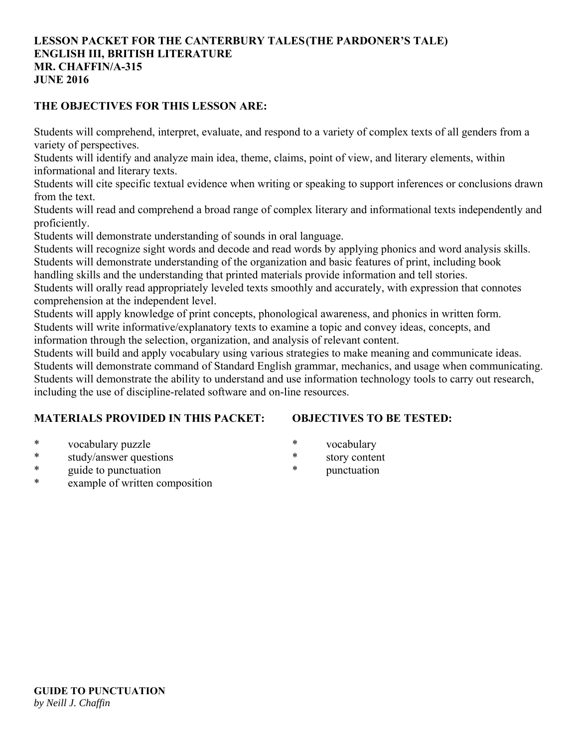**LESSON PACKET FOR THE CANTERBURY TALES(THE PARDONER'S TALE)**
**ENGLISH III, BRITISH LITERATURE**
**MR. CHAFFIN/A-315**
**JUNE 2016**

**THE OBJECTIVES FOR THIS LESSON ARE:**

Students will comprehend, interpret, evaluate, and respond to a variety of complex texts of all genders from a variety of perspectives.
Students will identify and analyze main idea, theme, claims, point of view, and literary elements, within informational and literary texts.
Students will cite specific textual evidence when writing or speaking to support inferences or conclusions drawn from the text.
Students will read and comprehend a broad range of complex literary and informational texts independently and proficiently.
Students will demonstrate understanding of sounds in oral language.
Students will recognize sight words and decode and read words by applying phonics and word analysis skills.
Students will demonstrate understanding of the organization and basic features of print, including book handling skills and the understanding that printed materials provide information and tell stories.
Students will orally read appropriately leveled texts smoothly and accurately, with expression that connotes comprehension at the independent level.
Students will apply knowledge of print concepts, phonological awareness, and phonics in written form.
Students will write informative/explanatory texts to examine a topic and convey ideas, concepts, and information through the selection, organization, and analysis of relevant content.
Students will build and apply vocabulary using various strategies to make meaning and communicate ideas.
Students will demonstrate command of Standard English grammar, mechanics, and usage when communicating.
Students will demonstrate the ability to understand and use information technology tools to carry out research, including the use of discipline-related software and on-line resources.

**MATERIALS PROVIDED IN THIS PACKET:**

* vocabulary puzzle
* study/answer questions
* guide to punctuation
* example of written composition

**OBJECTIVES TO BE TESTED:**

* vocabulary
* story content
* punctuation

**GUIDE TO PUNCTUATION**
*by Neill J. Chaffin*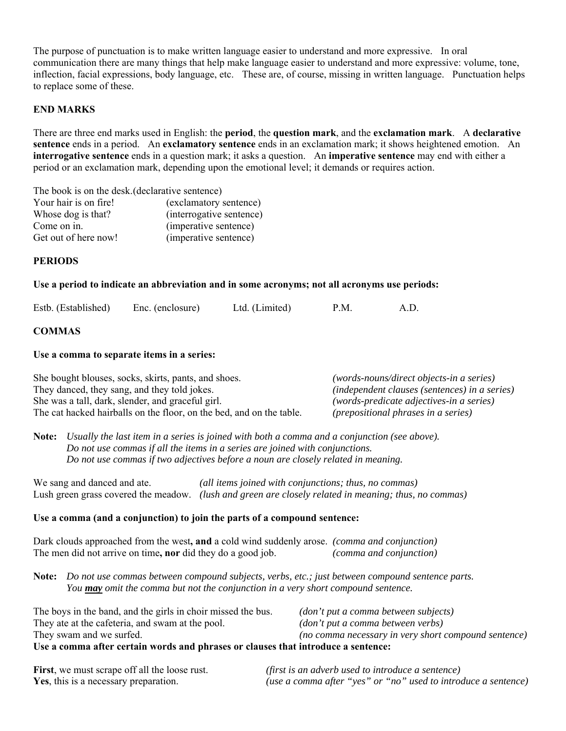The purpose of punctuation is to make written language easier to understand and more expressive. In oral communication there are many things that help make language easier to understand and more expressive: volume, tone, inflection, facial expressions, body language, etc. These are, of course, missing in written language. Punctuation helps to replace some of these.

**END MARKS**

There are three end marks used in English: the **period**, the **question mark**, and the **exclamation mark**. A **declarative sentence** ends in a period. An **exclamatory sentence** ends in an exclamation mark; it shows heightened emotion. An **interrogative sentence** ends in a question mark; it asks a question. An **imperative sentence** may end with either a period or an exclamation mark, depending upon the emotional level; it demands or requires action.

| | |
|---|---|
| The book is on the desk. | (declarative sentence) |
| Your hair is on fire! | (exclamatory sentence) |
| Whose dog is that? | (interrogative sentence) |
| Come on in. | (imperative sentence) |
| Get out of here now! | (imperative sentence) |

**PERIODS**

**Use a period to indicate an abbreviation and in some acronyms; not all acronyms use periods:**

Estb. (Established) Enc. (enclosure) Ltd. (Limited) P.M. A.D.

**COMMAS**

**Use a comma to separate items in a series:**

| | |
|---|---|
| She bought blouses, socks, skirts, pants, and shoes. | *(words-nouns/direct objects-in a series)* |
| They danced, they sang, and they told jokes. | *(independent clauses (sentences) in a series)* |
| She was a tall, dark, slender, and graceful girl. | *(words-predicate adjectives-in a series)* |
| The cat hacked hairballs on the floor, on the bed, and on the table. | *(prepositional phrases in a series)* |

**Note:** *Usually the last item in a series is joined with both a comma and a conjunction (see above).*
*Do not use commas if all the items in a series are joined with conjunctions.*
*Do not use commas if two adjectives before a noun are closely related in meaning.*

| | |
|---|---|
| We sang and danced and ate. | *(all items joined with conjunctions; thus, no commas)* |
| Lush green grass covered the meadow. | *(lush and green are closely related in meaning; thus, no commas)* |

**Use a comma (and a conjunction) to join the parts of a compound sentence:**

| | |
|---|---|
| Dark clouds approached from the west**, and** a cold wind suddenly arose. | *(comma and conjunction)* |
| The men did not arrive on time**, nor** did they do a good job. | *(comma and conjunction)* |

**Note:** *Do not use commas between compound subjects, verbs, etc.; just between compound sentence parts.*
*You **may** omit the comma but not the conjunction in a very short compound sentence.*

| | |
|---|---|
| The boys in the band, and the girls in choir missed the bus. | *(don't put a comma between subjects)* |
| They ate at the cafeteria, and swam at the pool. | *(don't put a comma between verbs)* |
| They swam and we surfed. | *(no comma necessary in very short compound sentence)* |

**Use a comma after certain words and phrases or clauses that introduce a sentence:**

| | |
|---|---|
| **First**, we must scrape off all the loose rust. | *(first is an adverb used to introduce a sentence)* |
| **Yes**, this is a necessary preparation. | *(use a comma after "yes" or "no" used to introduce a sentence)* |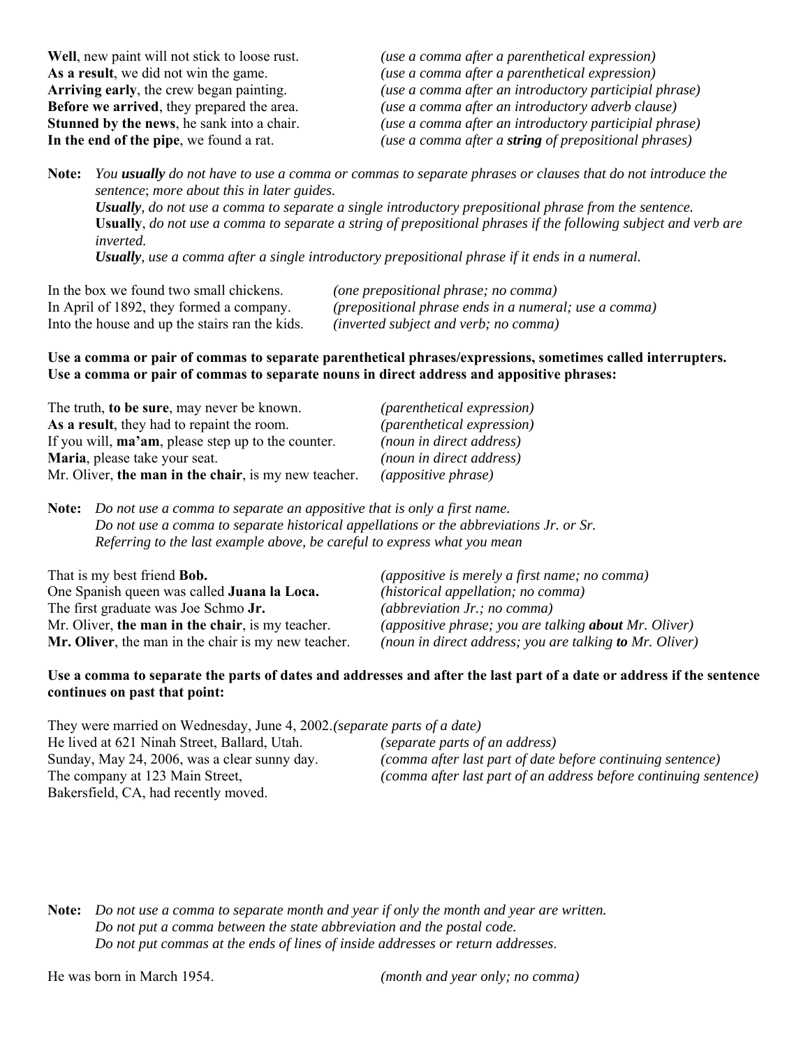**Well**, new paint will not stick to loose rust. *(use a comma after a parenthetical expression)*
**As a result**, we did not win the game. *(use a comma after a parenthetical expression)*
**Arriving early**, the crew began painting. *(use a comma after an introductory participial phrase)*
**Before we arrived**, they prepared the area. *(use a comma after an introductory adverb clause)*
**Stunned by the news**, he sank into a chair. *(use a comma after an introductory participial phrase)*
**In the end of the pipe**, we found a rat. *(use a comma after a **string** of prepositional phrases)*

**Note:** *You **usually** do not have to use a comma or commas to separate phrases or clauses that do not introduce the sentence; more about this in later guides.*
***Usually**, do not use a comma to separate a single introductory prepositional phrase from the sentence.*
**Usually**, *do not use a comma to separate a string of prepositional phrases if the following subject and verb are inverted.*
***Usually**, use a comma after a single introductory prepositional phrase if it ends in a numeral.*

In the box we found two small chickens. *(one prepositional phrase; no comma)*
In April of 1892, they formed a company. *(prepositional phrase ends in a numeral; use a comma)*
Into the house and up the stairs ran the kids. *(inverted subject and verb; no comma)*

**Use a comma or pair of commas to separate parenthetical phrases/expressions, sometimes called interrupters.**
**Use a comma or pair of commas to separate nouns in direct address and appositive phrases:**

The truth, **to be sure**, may never be known. *(parenthetical expression)*
**As a result**, they had to repaint the room. *(parenthetical expression)*
If you will, **ma'am**, please step up to the counter. *(noun in direct address)*
**Maria**, please take your seat. *(noun in direct address)*
Mr. Oliver, **the man in the chair**, is my new teacher. *(appositive phrase)*

**Note:** *Do not use a comma to separate an appositive that is only a first name.*
*Do not use a comma to separate historical appellations or the abbreviations Jr. or Sr.*
*Referring to the last example above, be careful to express what you mean*

That is my best friend **Bob.** *(appositive is merely a first name; no comma)*
One Spanish queen was called **Juana la Loca.** *(historical appellation; no comma)*
The first graduate was Joe Schmo **Jr.** *(abbreviation Jr.; no comma)*
Mr. Oliver, **the man in the chair**, is my teacher. *(appositive phrase; you are talking **about** Mr. Oliver)*
**Mr. Oliver**, the man in the chair is my new teacher. *(noun in direct address; you are talking **to** Mr. Oliver)*

**Use a comma to separate the parts of dates and addresses and after the last part of a date or address if the sentence continues on past that point:**

They were married on Wednesday, June 4, 2002. *(separate parts of a date)*
He lived at 621 Ninah Street, Ballard, Utah. *(separate parts of an address)*
Sunday, May 24, 2006, was a clear sunny day. *(comma after last part of date before continuing sentence)*
The company at 123 Main Street, Bakersfield, CA, had recently moved. *(comma after last part of an address before continuing sentence)*

**Note:** *Do not use a comma to separate month and year if only the month and year are written.*
*Do not put a comma between the state abbreviation and the postal code.*
*Do not put commas at the ends of lines of inside addresses or return addresses.*

He was born in March 1954. *(month and year only; no comma)*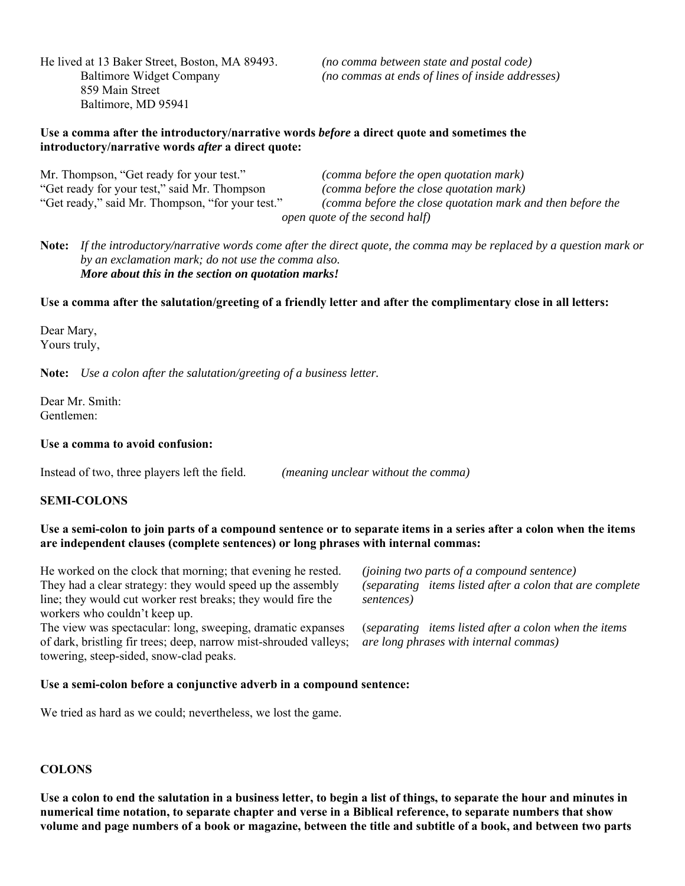He lived at 13 Baker Street, Boston, MA 89493. *(no comma between state and postal code)*

Baltimore Widget Company
859 Main Street
Baltimore, MD 95941 *(no commas at ends of lines of inside addresses)*

**Use a comma after the introductory/narrative words *before* a direct quote and sometimes the introductory/narrative words *after* a direct quote:**

Mr. Thompson, "Get ready for your test." *(comma before the open quotation mark)*
"Get ready for your test," said Mr. Thompson *(comma before the close quotation mark)*
"Get ready," said Mr. Thompson, "for your test." *(comma before the close quotation mark and then before the open quote of the second half)*

**Note:** *If the introductory/narrative words come after the direct quote, the comma may be replaced by a question mark or by an exclamation mark; do not use the comma also.*
***More about this in the section on quotation marks!***

**Use a comma after the salutation/greeting of a friendly letter and after the complimentary close in all letters:**

Dear Mary,
Yours truly,

**Note:** *Use a colon after the salutation/greeting of a business letter.*

Dear Mr. Smith:
Gentlemen:

**Use a comma to avoid confusion:**

Instead of two, three players left the field. *(meaning unclear without the comma)*

**SEMI-COLONS**

**Use a semi-colon to join parts of a compound sentence or to separate items in a series after a colon when the items are independent clauses (complete sentences) or long phrases with internal commas:**

He worked on the clock that morning; that evening he rested. *(joining two parts of a compound sentence)*
They had a clear strategy: they would speed up the assembly line; they would cut worker rest breaks; they would fire the workers who couldn't keep up. *(separating items listed after a colon that are complete sentences)*
The view was spectacular: long, sweeping, dramatic expanses of dark, bristling fir trees; deep, narrow mist-shrouded valleys; towering, steep-sided, snow-clad peaks. (*separating items listed after a colon when the items are long phrases with internal commas)*

**Use a semi-colon before a conjunctive adverb in a compound sentence:**

We tried as hard as we could; nevertheless, we lost the game.

**COLONS**

**Use a colon to end the salutation in a business letter, to begin a list of things, to separate the hour and minutes in numerical time notation, to separate chapter and verse in a Biblical reference, to separate numbers that show volume and page numbers of a book or magazine, between the title and subtitle of a book, and between two parts**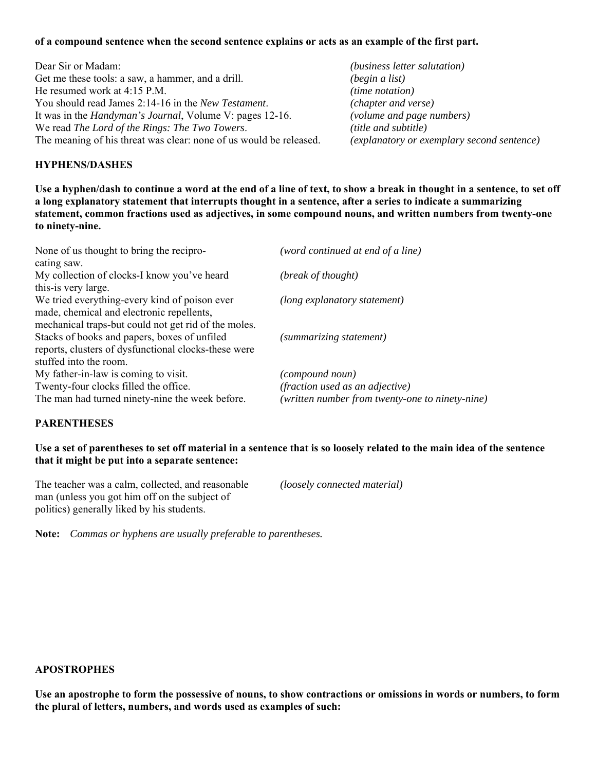**of a compound sentence when the second sentence explains or acts as an example of the first part.**

| | |
|---|---|
| Dear Sir or Madam: | *(business letter salutation)* |
| Get me these tools: a saw, a hammer, and a drill. | *(begin a list)* |
| He resumed work at 4:15 P.M. | *(time notation)* |
| You should read James 2:14-16 in the *New Testament*. | *(chapter and verse)* |
| It was in the *Handyman's Journal*, Volume V: pages 12-16. | *(volume and page numbers)* |
| We read *The Lord of the Rings: The Two Towers*. | *(title and subtitle)* |
| The meaning of his threat was clear: none of us would be released. | *(explanatory or exemplary second sentence)* |

### HYPHENS/DASHES

**Use a hyphen/dash to continue a word at the end of a line of text, to show a break in thought in a sentence, to set off a long explanatory statement that interrupts thought in a sentence, after a series to indicate a summarizing statement, common fractions used as adjectives, in some compound nouns, and written numbers from twenty-one to ninety-nine.**

| | |
|---|---|
| None of us thought to bring the recipro-<br>cating saw. | *(word continued at end of a line)* |
| My collection of clocks-I know you've heard<br>this-is very large. | *(break of thought)* |
| We tried everything-every kind of poison ever<br>made, chemical and electronic repellents,<br>mechanical traps-but could not get rid of the moles. | *(long explanatory statement)* |
| Stacks of books and papers, boxes of unfiled<br>reports, clusters of dysfunctional clocks-these were<br>stuffed into the room. | *(summarizing statement)* |
| My father-in-law is coming to visit. | *(compound noun)* |
| Twenty-four clocks filled the office. | *(fraction used as an adjective)* |
| The man had turned ninety-nine the week before. | *(written number from twenty-one to ninety-nine)* |

### PARENTHESES

**Use a set of parentheses to set off material in a sentence that is so loosely related to the main idea of the sentence that it might be put into a separate sentence:**

| | |
|---|---|
| The teacher was a calm, collected, and reasonable<br>man (unless you got him off on the subject of<br>politics) generally liked by his students. | *(loosely connected material)* |

**Note:** *Commas or hyphens are usually preferable to parentheses.*

### APOSTROPHES

**Use an apostrophe to form the possessive of nouns, to show contractions or omissions in words or numbers, to form the plural of letters, numbers, and words used as examples of such:**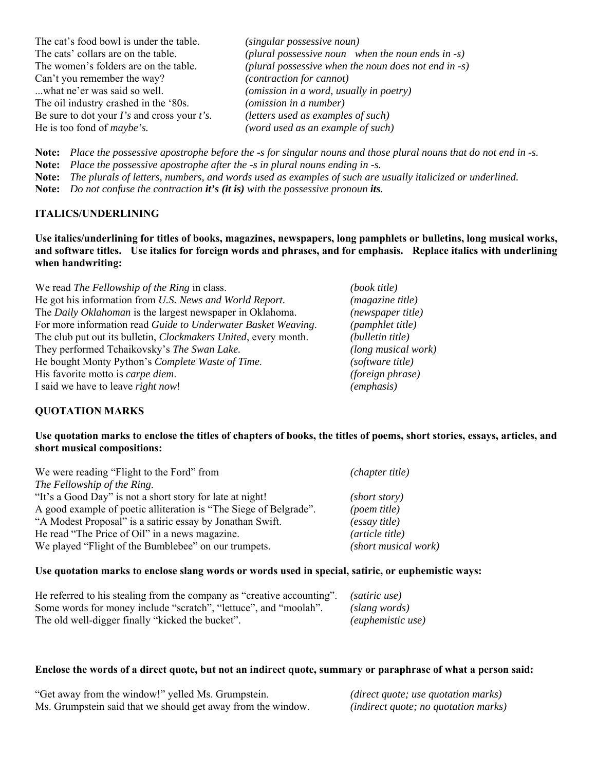| | |
|---|---|
| The cat's food bowl is under the table. | *(singular possessive noun)* |
| The cats' collars are on the table. | *(plural possessive noun when the noun ends in -s)* |
| The women's folders are on the table. | *(plural possessive when the noun does not end in -s)* |
| Can't you remember the way? | *(contraction for cannot)* |
| ...what ne'er was said so well. | *(omission in a word, usually in poetry)* |
| The oil industry crashed in the '80s. | *(omission in a number)* |
| Be sure to dot your *I's* and cross your *t's*. | *(letters used as examples of such)* |
| He is too fond of *maybe's.* | *(word used as an example of such)* |

**Note:** *Place the possessive apostrophe before the -s for singular nouns and those plural nouns that do not end in -s.*
**Note:** *Place the possessive apostrophe after the -s in plural nouns ending in -s.*
**Note:** *The plurals of letters, numbers, and words used as examples of such are usually italicized or underlined.*
**Note:** *Do not confuse the contraction **it's (it is)** with the possessive pronoun **its**.*

## ITALICS/UNDERLINING

**Use italics/underlining for titles of books, magazines, newspapers, long pamphlets or bulletins, long musical works, and software titles. Use italics for foreign words and phrases, and for emphasis. Replace italics with underlining when handwriting:**

| | |
|---|---|
| We read *The Fellowship of the Ring* in class. | *(book title)* |
| He got his information from *U.S. News and World Report.* | *(magazine title)* |
| The *Daily Oklahoman* is the largest newspaper in Oklahoma. | *(newspaper title)* |
| For more information read *Guide to Underwater Basket Weaving*. | *(pamphlet title)* |
| The club put out its bulletin, *Clockmakers United*, every month. | *(bulletin title)* |
| They performed Tchaikovsky's *The Swan Lake.* | *(long musical work)* |
| He bought Monty Python's *Complete Waste of Time*. | *(software title)* |
| His favorite motto is *carpe diem*. | *(foreign phrase)* |
| I said we have to leave *right now*! | *(emphasis)* |

## QUOTATION MARKS

**Use quotation marks to enclose the titles of chapters of books, the titles of poems, short stories, essays, articles, and short musical compositions:**

| | |
|---|---|
| We were reading "Flight to the Ford" from *The Fellowship of the Ring.* | *(chapter title)* |
| "It's a Good Day" is not a short story for late at night! | *(short story)* |
| A good example of poetic alliteration is "The Siege of Belgrade". | *(poem title)* |
| "A Modest Proposal" is a satiric essay by Jonathan Swift. | *(essay title)* |
| He read "The Price of Oil" in a news magazine. | *(article title)* |
| We played "Flight of the Bumblebee" on our trumpets. | *(short musical work)* |

**Use quotation marks to enclose slang words or words used in special, satiric, or euphemistic ways:**

| | |
|---|---|
| He referred to his stealing from the company as "creative accounting". | *(satiric use)* |
| Some words for money include "scratch", "lettuce", and "moolah". | *(slang words)* |
| The old well-digger finally "kicked the bucket". | *(euphemistic use)* |

**Enclose the words of a direct quote, but not an indirect quote, summary or paraphrase of what a person said:**

| | |
|---|---|
| "Get away from the window!" yelled Ms. Grumpstein. | *(direct quote; use quotation marks)* |
| Ms. Grumpstein said that we should get away from the window. | *(indirect quote; no quotation marks)* |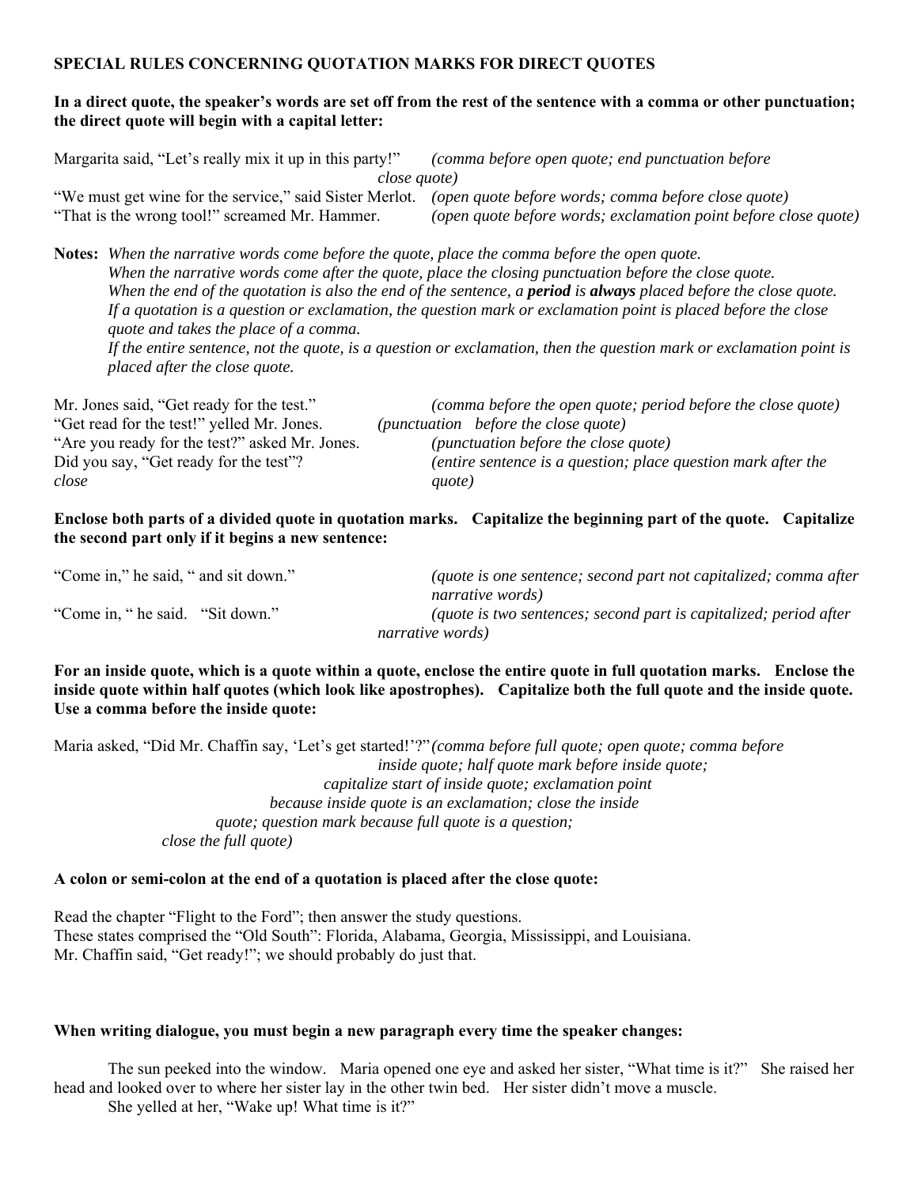**SPECIAL RULES CONCERNING QUOTATION MARKS FOR DIRECT QUOTES**

**In a direct quote, the speaker's words are set off from the rest of the sentence with a comma or other punctuation; the direct quote will begin with a capital letter:**

Margarita said, "Let's really mix it up in this party!" *(comma before open quote; end punctuation before close quote)*
"We must get wine for the service," said Sister Merlot. *(open quote before words; comma before close quote)*
"That is the wrong tool!" screamed Mr. Hammer. *(open quote before words; exclamation point before close quote)*

**Notes:** *When the narrative words come before the quote, place the comma before the open quote.*
*When the narrative words come after the quote, place the closing punctuation before the close quote.*
*When the end of the quotation is also the end of the sentence, a **period** is **always** placed before the close quote.*
*If a quotation is a question or exclamation, the question mark or exclamation point is placed before the close quote and takes the place of a comma.*
*If the entire sentence, not the quote, is a question or exclamation, then the question mark or exclamation point is placed after the close quote.*

Mr. Jones said, "Get ready for the test." *(comma before the open quote; period before the close quote)*
"Get read for the test!" yelled Mr. Jones. *(punctuation before the close quote)*
"Are you ready for the test?" asked Mr. Jones. *(punctuation before the close quote)*
Did you say, "Get ready for the test"? *(entire sentence is a question; place question mark after the close quote)*

**Enclose both parts of a divided quote in quotation marks. Capitalize the beginning part of the quote. Capitalize the second part only if it begins a new sentence:**

"Come in," he said, " and sit down." *(quote is one sentence; second part not capitalized; comma after narrative words)*
"Come in, " he said. "Sit down." *(quote is two sentences; second part is capitalized; period after narrative words)*

**For an inside quote, which is a quote within a quote, enclose the entire quote in full quotation marks. Enclose the inside quote within half quotes (which look like apostrophes). Capitalize both the full quote and the inside quote. Use a comma before the inside quote:**

Maria asked, "Did Mr. Chaffin say, 'Let's get started!'?" *(comma before full quote; open quote; comma before inside quote; half quote mark before inside quote; capitalize start of inside quote; exclamation point because inside quote is an exclamation; close the inside quote; question mark because full quote is a question; close the full quote)*

**A colon or semi-colon at the end of a quotation is placed after the close quote:**

Read the chapter "Flight to the Ford"; then answer the study questions.
These states comprised the "Old South": Florida, Alabama, Georgia, Mississippi, and Louisiana.
Mr. Chaffin said, "Get ready!"; we should probably do just that.

**When writing dialogue, you must begin a new paragraph every time the speaker changes:**

The sun peeked into the window. Maria opened one eye and asked her sister, "What time is it?" She raised her head and looked over to where her sister lay in the other twin bed. Her sister didn't move a muscle.

She yelled at her, "Wake up! What time is it?"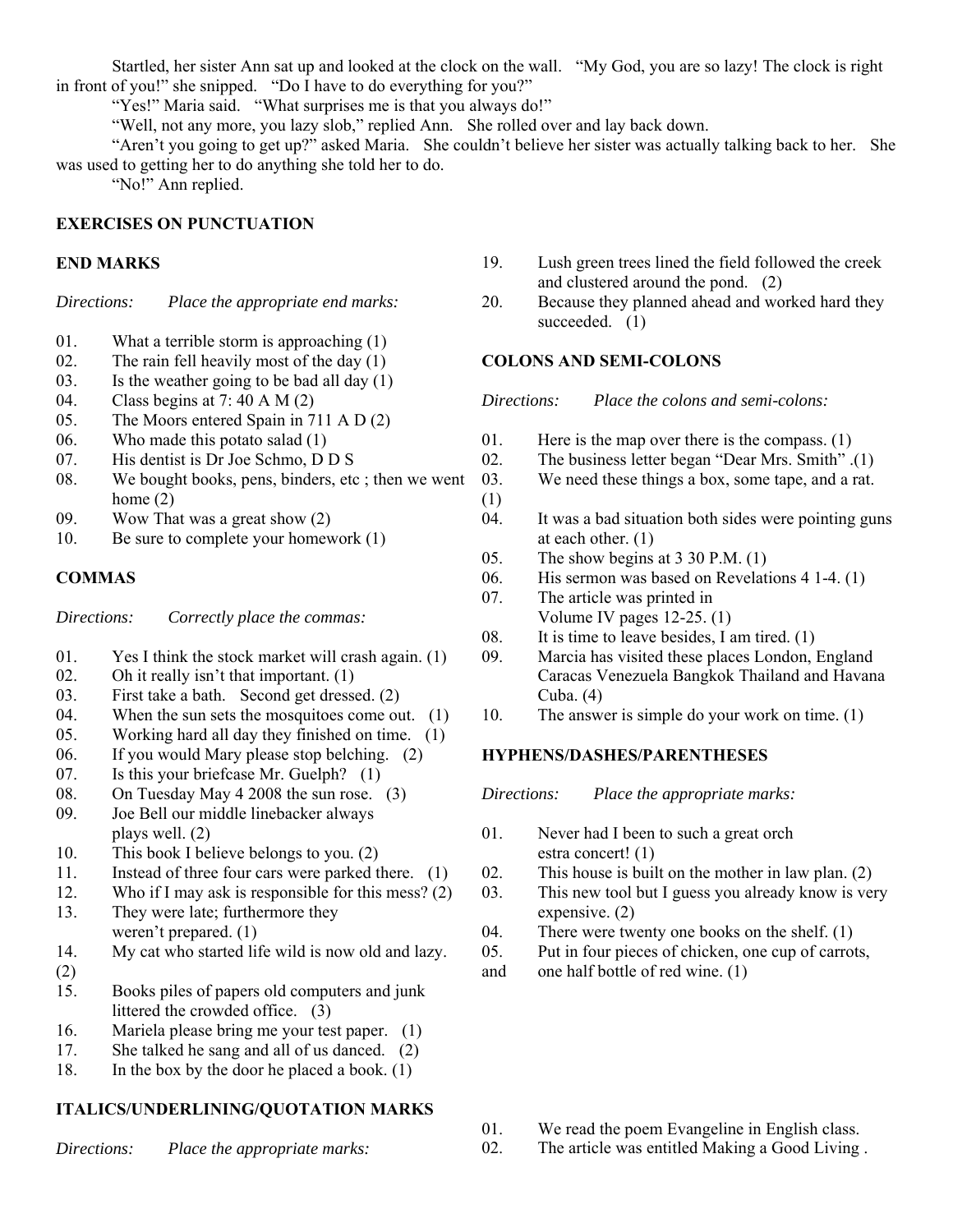Startled, her sister Ann sat up and looked at the clock on the wall. "My God, you are so lazy! The clock is right in front of you!" she snipped. "Do I have to do everything for you?"

"Yes!" Maria said. "What surprises me is that you always do!"

"Well, not any more, you lazy slob," replied Ann. She rolled over and lay back down.

"Aren't you going to get up?" asked Maria. She couldn't believe her sister was actually talking back to her. She was used to getting her to do anything she told her to do.

"No!" Ann replied.

**EXERCISES ON PUNCTUATION**

**END MARKS**

*Directions: Place the appropriate end marks:*

01. What a terrible storm is approaching (1)
02. The rain fell heavily most of the day (1)
03. Is the weather going to be bad all day (1)
04. Class begins at 7: 40 A M (2)
05. The Moors entered Spain in 711 A D (2)
06. Who made this potato salad (1)
07. His dentist is Dr Joe Schmo, D D S
08. We bought books, pens, binders, etc ; then we went home (2)
09. Wow That was a great show (2)
10. Be sure to complete your homework (1)

**COMMAS**

*Directions: Correctly place the commas:*

01. Yes I think the stock market will crash again. (1)
02. Oh it really isn't that important. (1)
03. First take a bath. Second get dressed. (2)
04. When the sun sets the mosquitoes come out. (1)
05. Working hard all day they finished on time. (1)
06. If you would Mary please stop belching. (2)
07. Is this your briefcase Mr. Guelph? (1)
08. On Tuesday May 4 2008 the sun rose. (3)
09. Joe Bell our middle linebacker always plays well. (2)
10. This book I believe belongs to you. (2)
11. Instead of three four cars were parked there. (1)
12. Who if I may ask is responsible for this mess? (2)
13. They were late; furthermore they weren't prepared. (1)
14. My cat who started life wild is now old and lazy. (2)
15. Books piles of papers old computers and junk littered the crowded office. (3)
16. Mariela please bring me your test paper. (1)
17. She talked he sang and all of us danced. (2)
18. In the box by the door he placed a book. (1)
19. Lush green trees lined the field followed the creek and clustered around the pond. (2)
20. Because they planned ahead and worked hard they succeeded. (1)

**COLONS AND SEMI-COLONS**

*Directions: Place the colons and semi-colons:*

01. Here is the map over there is the compass. (1)
02. The business letter began "Dear Mrs. Smith" .(1)
03. We need these things a box, some tape, and a rat. (1)
04. It was a bad situation both sides were pointing guns at each other. (1)
05. The show begins at 3 30 P.M. (1)
06. His sermon was based on Revelations 4 1-4. (1)
07. The article was printed in Volume IV pages 12-25. (1)
08. It is time to leave besides, I am tired. (1)
09. Marcia has visited these places London, England Caracas Venezuela Bangkok Thailand and Havana Cuba. (4)
10. The answer is simple do your work on time. (1)

**HYPHENS/DASHES/PARENTHESES**

*Directions: Place the appropriate marks:*

01. Never had I been to such a great orch estra concert! (1)
02. This house is built on the mother in law plan. (2)
03. This new tool but I guess you already know is very expensive. (2)
04. There were twenty one books on the shelf. (1)
05. Put in four pieces of chicken, one cup of carrots, and one half bottle of red wine. (1)

**ITALICS/UNDERLINING/QUOTATION MARKS**

*Directions: Place the appropriate marks:*

01. We read the poem Evangeline in English class.
02. The article was entitled Making a Good Living .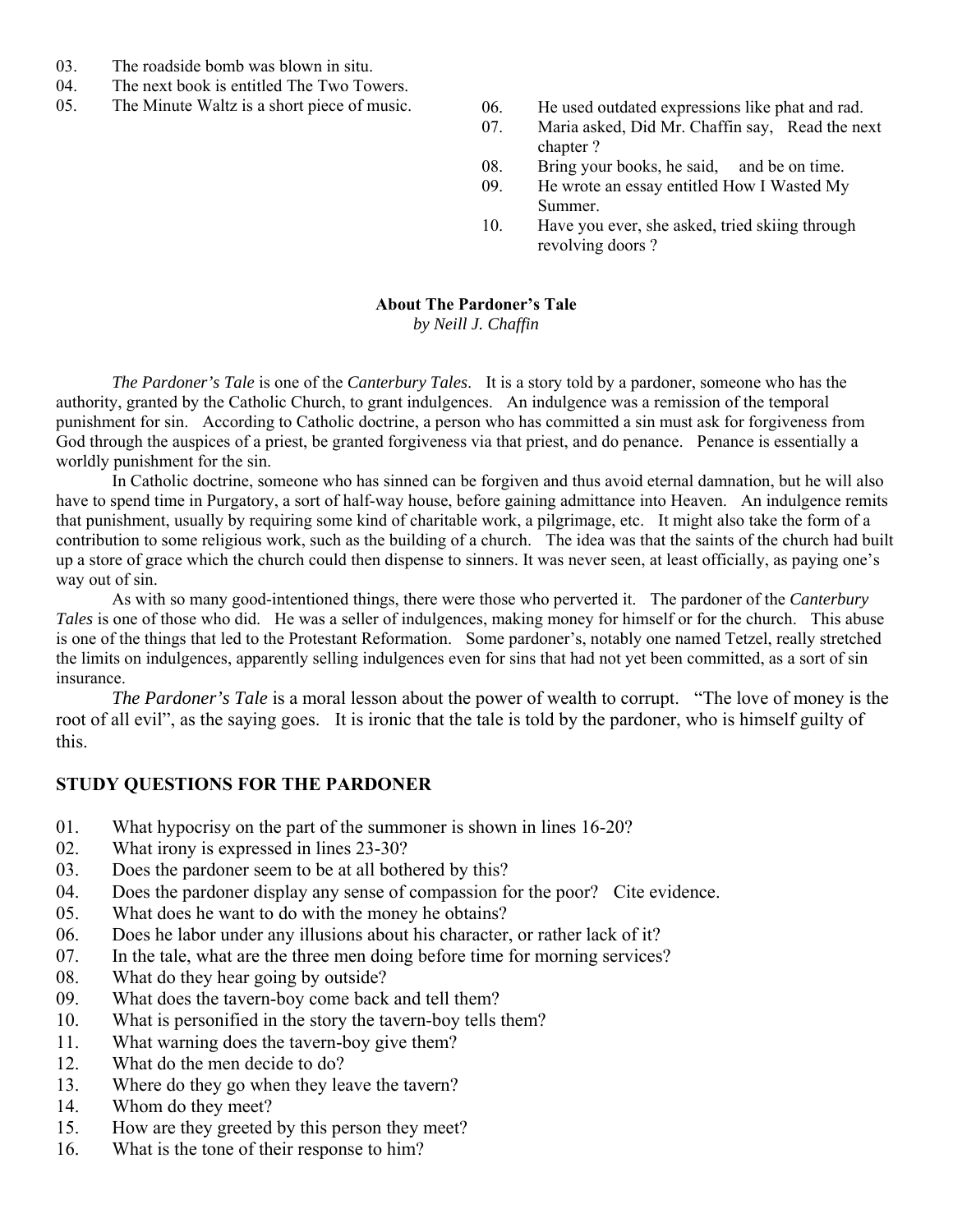03. The roadside bomb was blown in situ.
04. The next book is entitled The Two Towers.
05. The Minute Waltz is a short piece of music.
06. He used outdated expressions like phat and rad.
07. Maria asked, Did Mr. Chaffin say, Read the next chapter ?
08. Bring your books, he said, and be on time.
09. He wrote an essay entitled How I Wasted My Summer.
10. Have you ever, she asked, tried skiing through revolving doors ?

**About The Pardoner's Tale**
*by Neill J. Chaffin*

*The Pardoner's Tale* is one of the *Canterbury Tales*. It is a story told by a pardoner, someone who has the authority, granted by the Catholic Church, to grant indulgences. An indulgence was a remission of the temporal punishment for sin. According to Catholic doctrine, a person who has committed a sin must ask for forgiveness from God through the auspices of a priest, be granted forgiveness via that priest, and do penance. Penance is essentially a worldly punishment for the sin.

In Catholic doctrine, someone who has sinned can be forgiven and thus avoid eternal damnation, but he will also have to spend time in Purgatory, a sort of half-way house, before gaining admittance into Heaven. An indulgence remits that punishment, usually by requiring some kind of charitable work, a pilgrimage, etc. It might also take the form of a contribution to some religious work, such as the building of a church. The idea was that the saints of the church had built up a store of grace which the church could then dispense to sinners. It was never seen, at least officially, as paying one's way out of sin.

As with so many good-intentioned things, there were those who perverted it. The pardoner of the *Canterbury Tales* is one of those who did. He was a seller of indulgences, making money for himself or for the church. This abuse is one of the things that led to the Protestant Reformation. Some pardoner's, notably one named Tetzel, really stretched the limits on indulgences, apparently selling indulgences even for sins that had not yet been committed, as a sort of sin insurance.

*The Pardoner's Tale* is a moral lesson about the power of wealth to corrupt. "The love of money is the root of all evil", as the saying goes. It is ironic that the tale is told by the pardoner, who is himself guilty of this.

## STUDY QUESTIONS FOR THE PARDONER

01. What hypocrisy on the part of the summoner is shown in lines 16-20?
02. What irony is expressed in lines 23-30?
03. Does the pardoner seem to be at all bothered by this?
04. Does the pardoner display any sense of compassion for the poor? Cite evidence.
05. What does he want to do with the money he obtains?
06. Does he labor under any illusions about his character, or rather lack of it?
07. In the tale, what are the three men doing before time for morning services?
08. What do they hear going by outside?
09. What does the tavern-boy come back and tell them?
10. What is personified in the story the tavern-boy tells them?
11. What warning does the tavern-boy give them?
12. What do the men decide to do?
13. Where do they go when they leave the tavern?
14. Whom do they meet?
15. How are they greeted by this person they meet?
16. What is the tone of their response to him?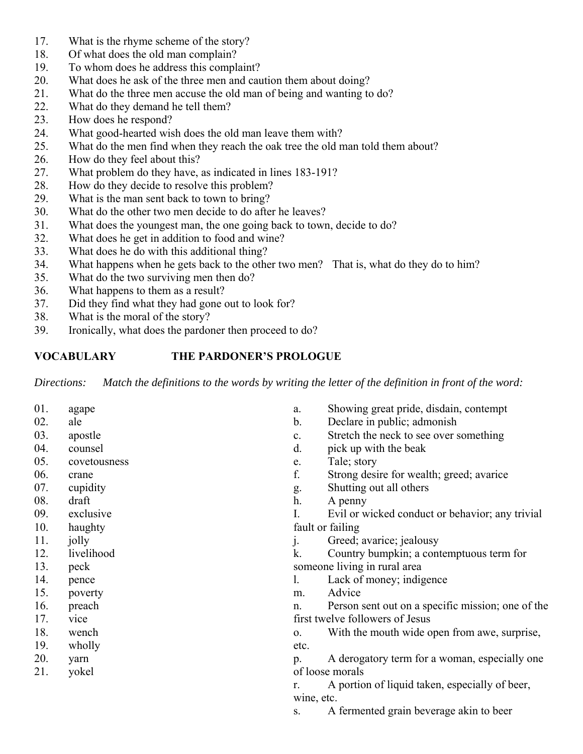17. What is the rhyme scheme of the story?
18. Of what does the old man complain?
19. To whom does he address this complaint?
20. What does he ask of the three men and caution them about doing?
21. What do the three men accuse the old man of being and wanting to do?
22. What do they demand he tell them?
23. How does he respond?
24. What good-hearted wish does the old man leave them with?
25. What do the men find when they reach the oak tree the old man told them about?
26. How do they feel about this?
27. What problem do they have, as indicated in lines 183-191?
28. How do they decide to resolve this problem?
29. What is the man sent back to town to bring?
30. What do the other two men decide to do after he leaves?
31. What does the youngest man, the one going back to town, decide to do?
32. What does he get in addition to food and wine?
33. What does he do with this additional thing?
34. What happens when he gets back to the other two men? That is, what do they do to him?
35. What do the two surviving men then do?
36. What happens to them as a result?
37. Did they find what they had gone out to look for?
38. What is the moral of the story?
39. Ironically, what does the pardoner then proceed to do?

## VOCABULARY THE PARDONER'S PROLOGUE

*Directions: Match the definitions to the words by writing the letter of the definition in front of the word:*

01. agape
02. ale
03. apostle
04. counsel
05. covetousness
06. crane
07. cupidity
08. draft
09. exclusive
10. haughty
11. jolly
12. livelihood
13. peck
14. pence
15. poverty
16. preach
17. vice
18. wench
19. wholly
20. yarn
21. yokel

a. Showing great pride, disdain, contempt
b. Declare in public; admonish
c. Stretch the neck to see over something
d. pick up with the beak
e. Tale; story
f. Strong desire for wealth; greed; avarice
g. Shutting out all others
h. A penny
I. Evil or wicked conduct or behavior; any trivial fault or failing
j. Greed; avarice; jealousy
k. Country bumpkin; a contemptuous term for someone living in rural area
l. Lack of money; indigence
m. Advice
n. Person sent out on a specific mission; one of the first twelve followers of Jesus
o. With the mouth wide open from awe, surprise, etc.
p. A derogatory term for a woman, especially one of loose morals
r. A portion of liquid taken, especially of beer, wine, etc.
s. A fermented grain beverage akin to beer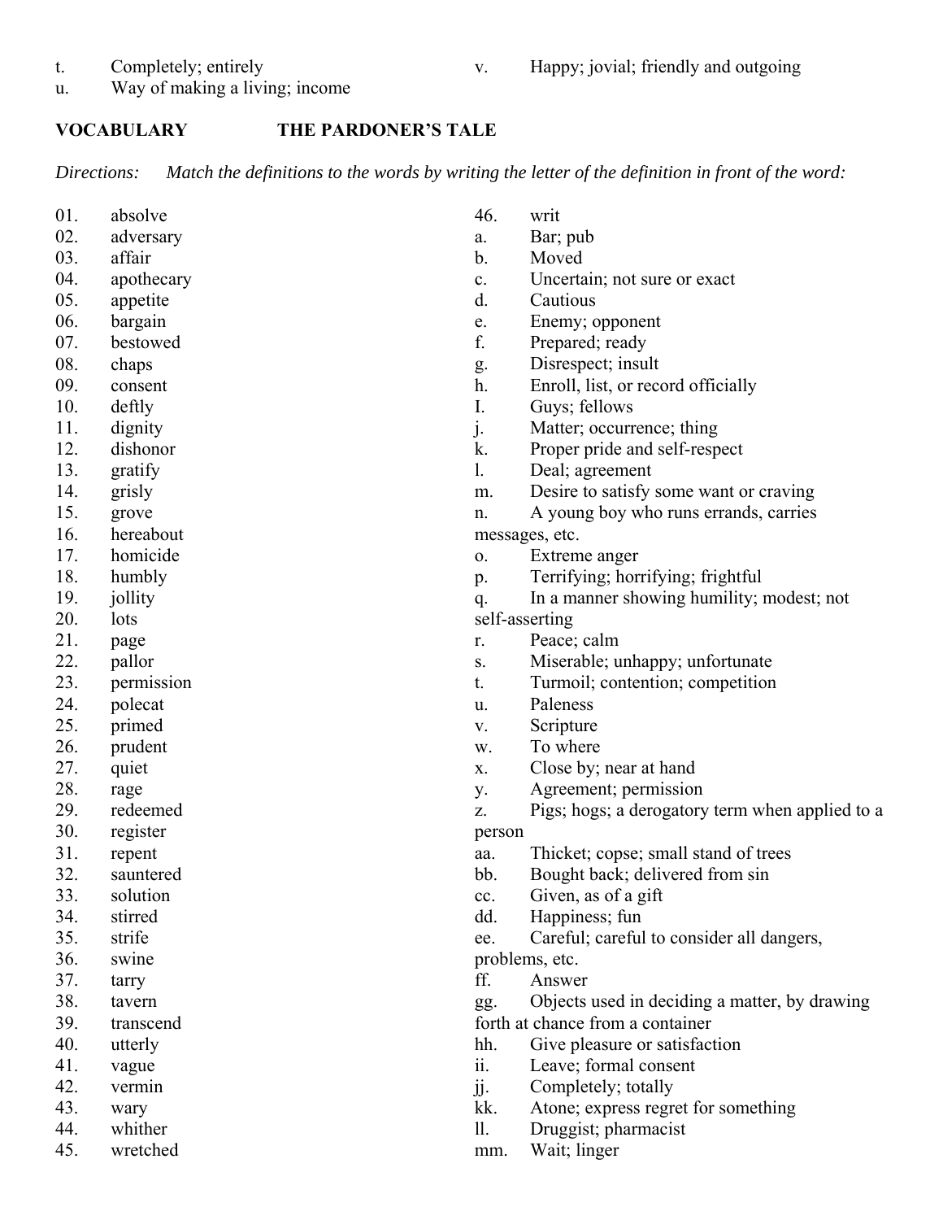t. Completely; entirely
u. Way of making a living; income
v. Happy; jovial; friendly and outgoing

**VOCABULARY THE PARDONER'S TALE**

*Directions: Match the definitions to the words by writing the letter of the definition in front of the word:*

01. absolve
02. adversary
03. affair
04. apothecary
05. appetite
06. bargain
07. bestowed
08. chaps
09. consent
10. deftly
11. dignity
12. dishonor
13. gratify
14. grisly
15. grove
16. hereabout
17. homicide
18. humbly
19. jollity
20. lots
21. page
22. pallor
23. permission
24. polecat
25. primed
26. prudent
27. quiet
28. rage
29. redeemed
30. register
31. repent
32. sauntered
33. solution
34. stirred
35. strife
36. swine
37. tarry
38. tavern
39. transcend
40. utterly
41. vague
42. vermin
43. wary
44. whither
45. wretched
46. writ

a. Bar; pub
b. Moved
c. Uncertain; not sure or exact
d. Cautious
e. Enemy; opponent
f. Prepared; ready
g. Disrespect; insult
h. Enroll, list, or record officially
I. Guys; fellows
j. Matter; occurrence; thing
k. Proper pride and self-respect
l. Deal; agreement
m. Desire to satisfy some want or craving
n. A young boy who runs errands, carries messages, etc.
o. Extreme anger
p. Terrifying; horrifying; frightful
q. In a manner showing humility; modest; not self-asserting
r. Peace; calm
s. Miserable; unhappy; unfortunate
t. Turmoil; contention; competition
u. Paleness
v. Scripture
w. To where
x. Close by; near at hand
y. Agreement; permission
z. Pigs; hogs; a derogatory term when applied to a person
aa. Thicket; copse; small stand of trees
bb. Bought back; delivered from sin
cc. Given, as of a gift
dd. Happiness; fun
ee. Careful; careful to consider all dangers, problems, etc.
ff. Answer
gg. Objects used in deciding a matter, by drawing forth at chance from a container
hh. Give pleasure or satisfaction
ii. Leave; formal consent
jj. Completely; totally
kk. Atone; express regret for something
ll. Druggist; pharmacist
mm. Wait; linger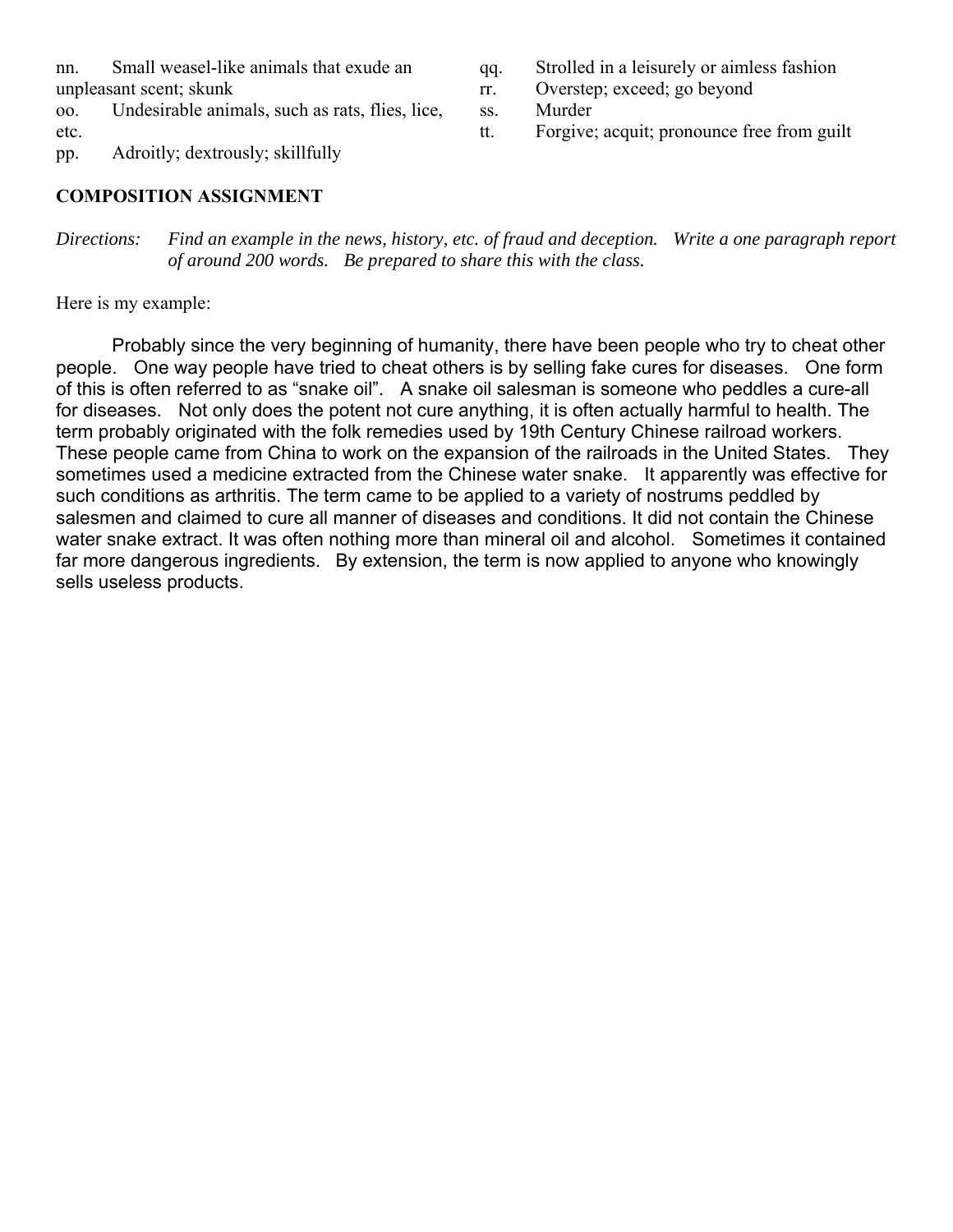nn. Small weasel-like animals that exude an unpleasant scent; skunk

oo. Undesirable animals, such as rats, flies, lice, etc.

pp. Adroitly; dextrously; skillfully

qq. Strolled in a leisurely or aimless fashion

rr. Overstep; exceed; go beyond

ss. Murder

tt. Forgive; acquit; pronounce free from guilt

**COMPOSITION ASSIGNMENT**

*Directions:* *Find an example in the news, history, etc. of fraud and deception. Write a one paragraph report of around 200 words. Be prepared to share this with the class.*

Here is my example:

Probably since the very beginning of humanity, there have been people who try to cheat other people. One way people have tried to cheat others is by selling fake cures for diseases. One form of this is often referred to as "snake oil". A snake oil salesman is someone who peddles a cure-all for diseases. Not only does the potent not cure anything, it is often actually harmful to health. The term probably originated with the folk remedies used by 19th Century Chinese railroad workers. These people came from China to work on the expansion of the railroads in the United States. They sometimes used a medicine extracted from the Chinese water snake. It apparently was effective for such conditions as arthritis. The term came to be applied to a variety of nostrums peddled by salesmen and claimed to cure all manner of diseases and conditions. It did not contain the Chinese water snake extract. It was often nothing more than mineral oil and alcohol. Sometimes it contained far more dangerous ingredients. By extension, the term is now applied to anyone who knowingly sells useless products.